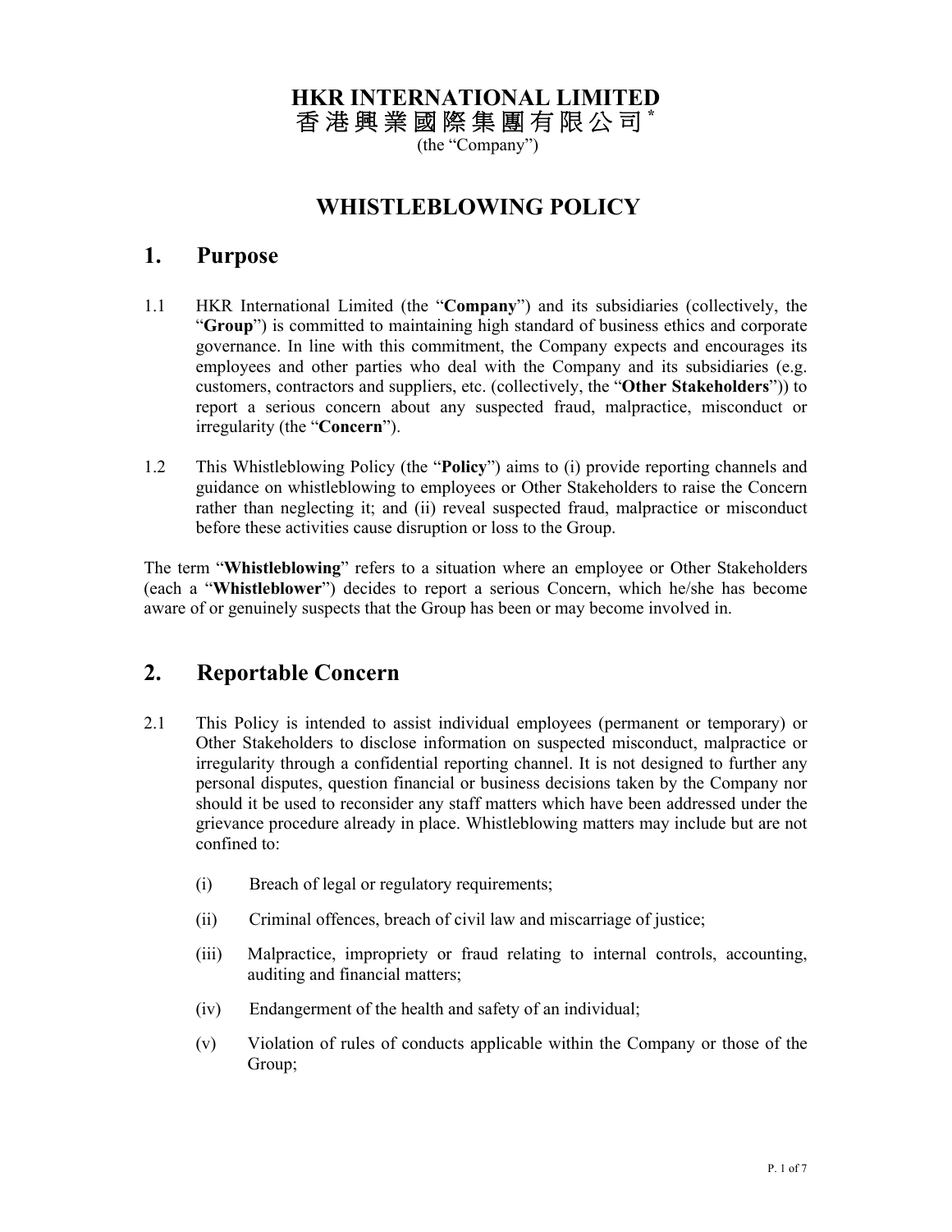# HKR INTERNATIONAL LIMITED
# 香港興業國際集團有限公司*

(the "Company")

## WHISTLEBLOWING POLICY

## 1. Purpose

1.1 HKR International Limited (the "**Company**") and its subsidiaries (collectively, the "**Group**") is committed to maintaining high standard of business ethics and corporate governance. In line with this commitment, the Company expects and encourages its employees and other parties who deal with the Company and its subsidiaries (e.g. customers, contractors and suppliers, etc. (collectively, the "**Other Stakeholders**")) to report a serious concern about any suspected fraud, malpractice, misconduct or irregularity (the "**Concern**").

1.2 This Whistleblowing Policy (the "**Policy**") aims to (i) provide reporting channels and guidance on whistleblowing to employees or Other Stakeholders to raise the Concern rather than neglecting it; and (ii) reveal suspected fraud, malpractice or misconduct before these activities cause disruption or loss to the Group.

The term "**Whistleblowing**" refers to a situation where an employee or Other Stakeholders (each a "**Whistleblower**") decides to report a serious Concern, which he/she has become aware of or genuinely suspects that the Group has been or may become involved in.

## 2. Reportable Concern

2.1 This Policy is intended to assist individual employees (permanent or temporary) or Other Stakeholders to disclose information on suspected misconduct, malpractice or irregularity through a confidential reporting channel. It is not designed to further any personal disputes, question financial or business decisions taken by the Company nor should it be used to reconsider any staff matters which have been addressed under the grievance procedure already in place. Whistleblowing matters may include but are not confined to:

(i) Breach of legal or regulatory requirements;

(ii) Criminal offences, breach of civil law and miscarriage of justice;

(iii) Malpractice, impropriety or fraud relating to internal controls, accounting, auditing and financial matters;

(iv) Endangerment of the health and safety of an individual;

(v) Violation of rules of conducts applicable within the Company or those of the Group;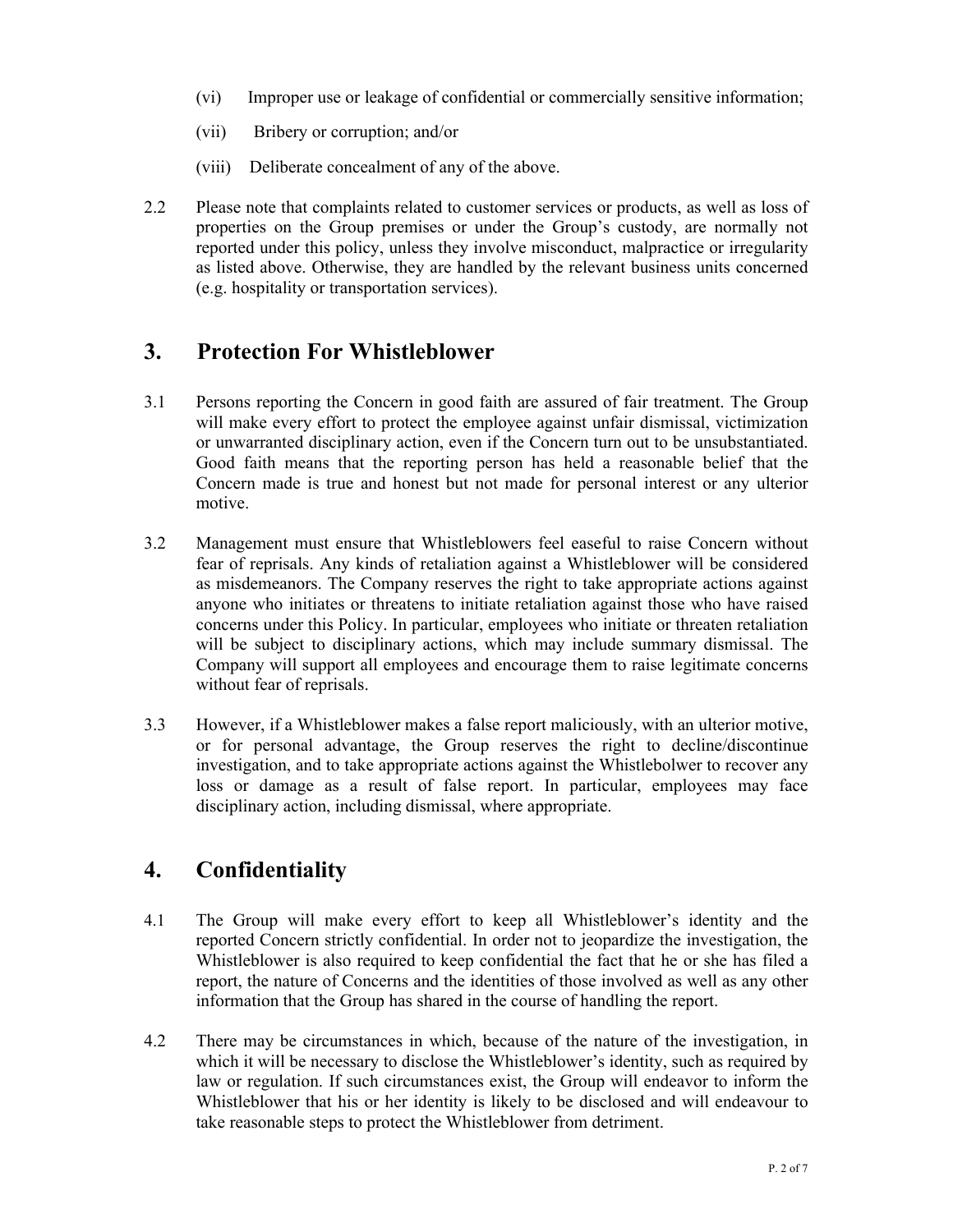(vi) Improper use or leakage of confidential or commercially sensitive information;

(vii) Bribery or corruption; and/or

(viii) Deliberate concealment of any of the above.

2.2 Please note that complaints related to customer services or products, as well as loss of properties on the Group premises or under the Group's custody, are normally not reported under this policy, unless they involve misconduct, malpractice or irregularity as listed above. Otherwise, they are handled by the relevant business units concerned (e.g. hospitality or transportation services).

## 3. Protection For Whistleblower

3.1 Persons reporting the Concern in good faith are assured of fair treatment. The Group will make every effort to protect the employee against unfair dismissal, victimization or unwarranted disciplinary action, even if the Concern turn out to be unsubstantiated. Good faith means that the reporting person has held a reasonable belief that the Concern made is true and honest but not made for personal interest or any ulterior motive.

3.2 Management must ensure that Whistleblowers feel easeful to raise Concern without fear of reprisals. Any kinds of retaliation against a Whistleblower will be considered as misdemeanors. The Company reserves the right to take appropriate actions against anyone who initiates or threatens to initiate retaliation against those who have raised concerns under this Policy. In particular, employees who initiate or threaten retaliation will be subject to disciplinary actions, which may include summary dismissal. The Company will support all employees and encourage them to raise legitimate concerns without fear of reprisals.

3.3 However, if a Whistleblower makes a false report maliciously, with an ulterior motive, or for personal advantage, the Group reserves the right to decline/discontinue investigation, and to take appropriate actions against the Whistlebolwer to recover any loss or damage as a result of false report. In particular, employees may face disciplinary action, including dismissal, where appropriate.

## 4. Confidentiality

4.1 The Group will make every effort to keep all Whistleblower's identity and the reported Concern strictly confidential. In order not to jeopardize the investigation, the Whistleblower is also required to keep confidential the fact that he or she has filed a report, the nature of Concerns and the identities of those involved as well as any other information that the Group has shared in the course of handling the report.

4.2 There may be circumstances in which, because of the nature of the investigation, in which it will be necessary to disclose the Whistleblower's identity, such as required by law or regulation. If such circumstances exist, the Group will endeavor to inform the Whistleblower that his or her identity is likely to be disclosed and will endeavour to take reasonable steps to protect the Whistleblower from detriment.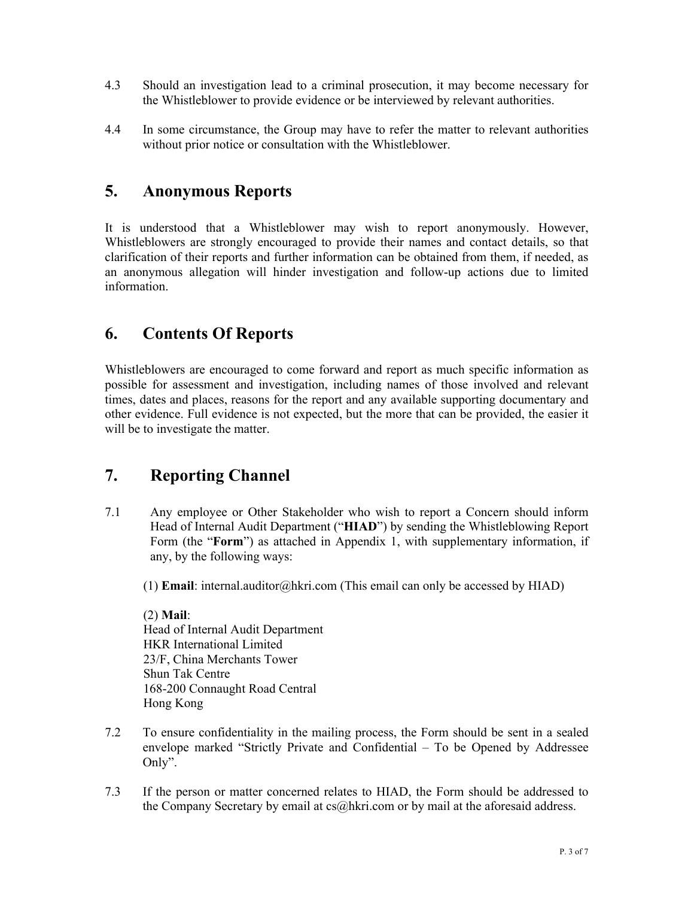4.3 Should an investigation lead to a criminal prosecution, it may become necessary for the Whistleblower to provide evidence or be interviewed by relevant authorities.

4.4 In some circumstance, the Group may have to refer the matter to relevant authorities without prior notice or consultation with the Whistleblower.

## 5. Anonymous Reports

It is understood that a Whistleblower may wish to report anonymously. However, Whistleblowers are strongly encouraged to provide their names and contact details, so that clarification of their reports and further information can be obtained from them, if needed, as an anonymous allegation will hinder investigation and follow-up actions due to limited information.

## 6. Contents Of Reports

Whistleblowers are encouraged to come forward and report as much specific information as possible for assessment and investigation, including names of those involved and relevant times, dates and places, reasons for the report and any available supporting documentary and other evidence. Full evidence is not expected, but the more that can be provided, the easier it will be to investigate the matter.

## 7. Reporting Channel

7.1 Any employee or Other Stakeholder who wish to report a Concern should inform Head of Internal Audit Department ("**HIAD**") by sending the Whistleblowing Report Form (the "**Form**") as attached in Appendix 1, with supplementary information, if any, by the following ways:

(1) **Email**: internal.auditor@hkri.com (This email can only be accessed by HIAD)

(2) **Mail**:
Head of Internal Audit Department
HKR International Limited
23/F, China Merchants Tower
Shun Tak Centre
168-200 Connaught Road Central
Hong Kong

7.2 To ensure confidentiality in the mailing process, the Form should be sent in a sealed envelope marked "Strictly Private and Confidential – To be Opened by Addressee Only".

7.3 If the person or matter concerned relates to HIAD, the Form should be addressed to the Company Secretary by email at cs@hkri.com or by mail at the aforesaid address.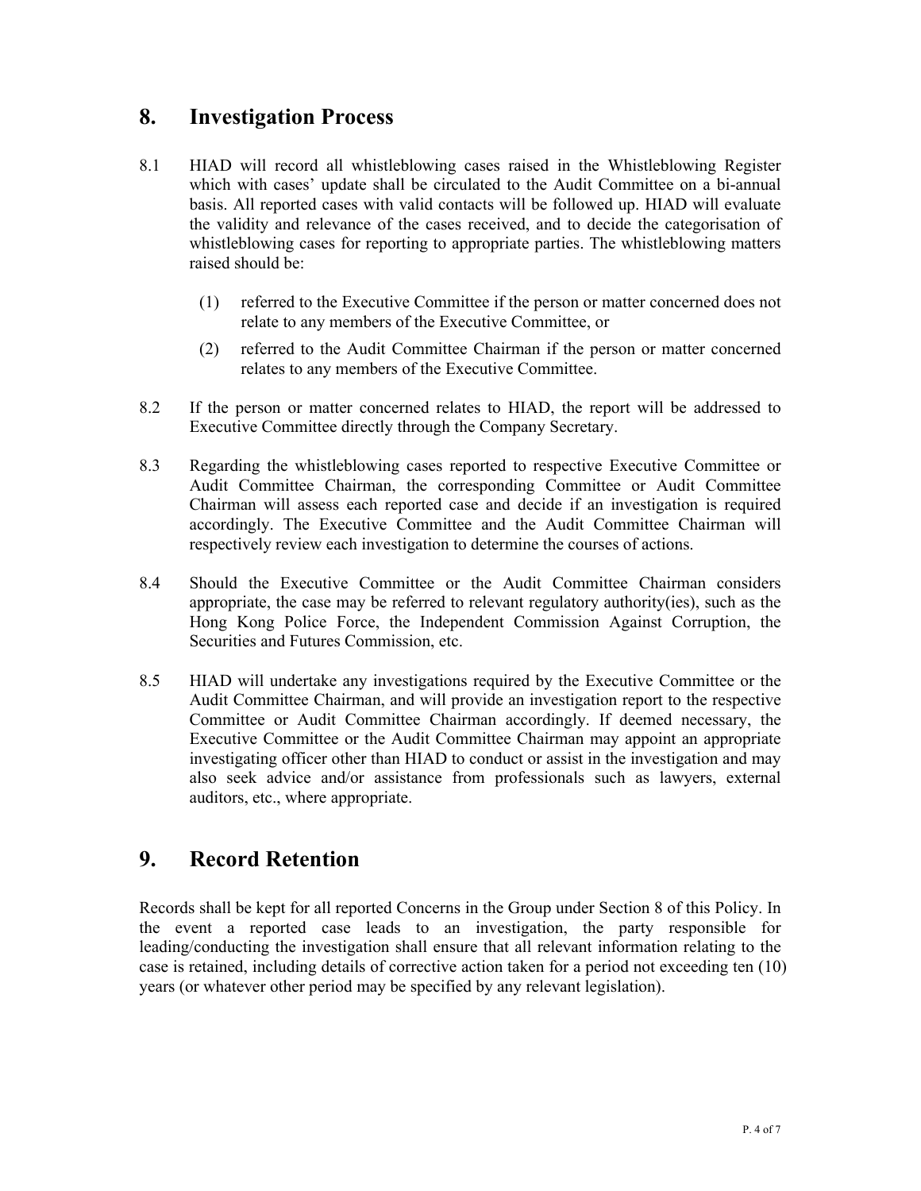## 8. Investigation Process

8.1 HIAD will record all whistleblowing cases raised in the Whistleblowing Register which with cases' update shall be circulated to the Audit Committee on a bi-annual basis. All reported cases with valid contacts will be followed up. HIAD will evaluate the validity and relevance of the cases received, and to decide the categorisation of whistleblowing cases for reporting to appropriate parties. The whistleblowing matters raised should be:

   (1) referred to the Executive Committee if the person or matter concerned does not relate to any members of the Executive Committee, or

   (2) referred to the Audit Committee Chairman if the person or matter concerned relates to any members of the Executive Committee.

8.2 If the person or matter concerned relates to HIAD, the report will be addressed to Executive Committee directly through the Company Secretary.

8.3 Regarding the whistleblowing cases reported to respective Executive Committee or Audit Committee Chairman, the corresponding Committee or Audit Committee Chairman will assess each reported case and decide if an investigation is required accordingly. The Executive Committee and the Audit Committee Chairman will respectively review each investigation to determine the courses of actions.

8.4 Should the Executive Committee or the Audit Committee Chairman considers appropriate, the case may be referred to relevant regulatory authority(ies), such as the Hong Kong Police Force, the Independent Commission Against Corruption, the Securities and Futures Commission, etc.

8.5 HIAD will undertake any investigations required by the Executive Committee or the Audit Committee Chairman, and will provide an investigation report to the respective Committee or Audit Committee Chairman accordingly. If deemed necessary, the Executive Committee or the Audit Committee Chairman may appoint an appropriate investigating officer other than HIAD to conduct or assist in the investigation and may also seek advice and/or assistance from professionals such as lawyers, external auditors, etc., where appropriate.

## 9. Record Retention

Records shall be kept for all reported Concerns in the Group under Section 8 of this Policy. In the event a reported case leads to an investigation, the party responsible for leading/conducting the investigation shall ensure that all relevant information relating to the case is retained, including details of corrective action taken for a period not exceeding ten (10) years (or whatever other period may be specified by any relevant legislation).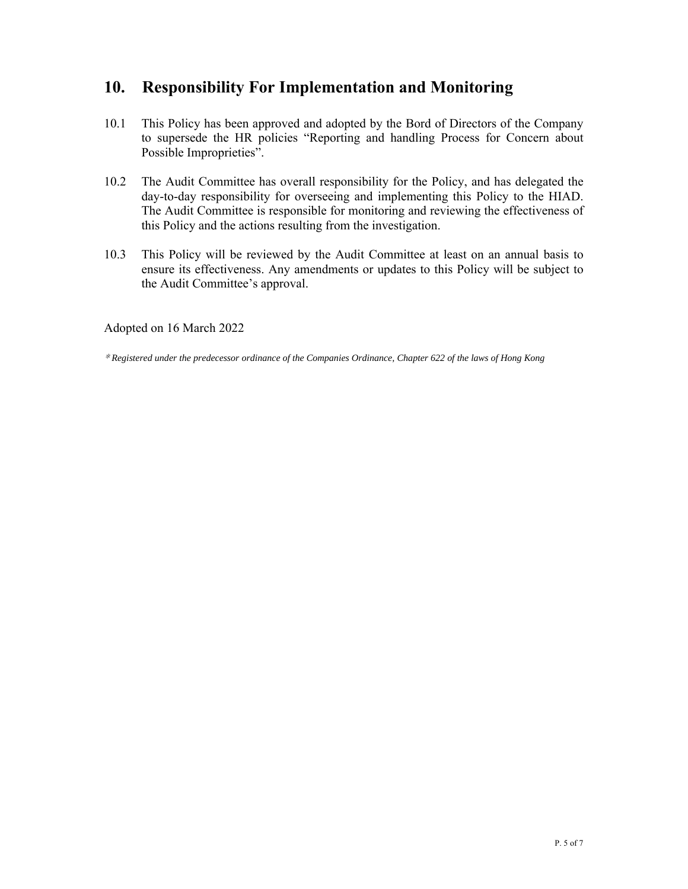## 10. Responsibility For Implementation and Monitoring

10.1 This Policy has been approved and adopted by the Bord of Directors of the Company to supersede the HR policies "Reporting and handling Process for Concern about Possible Improprieties".

10.2 The Audit Committee has overall responsibility for the Policy, and has delegated the day-to-day responsibility for overseeing and implementing this Policy to the HIAD. The Audit Committee is responsible for monitoring and reviewing the effectiveness of this Policy and the actions resulting from the investigation.

10.3 This Policy will be reviewed by the Audit Committee at least on an annual basis to ensure its effectiveness. Any amendments or updates to this Policy will be subject to the Audit Committee's approval.

Adopted on 16 March 2022

*\* Registered under the predecessor ordinance of the Companies Ordinance, Chapter 622 of the laws of Hong Kong*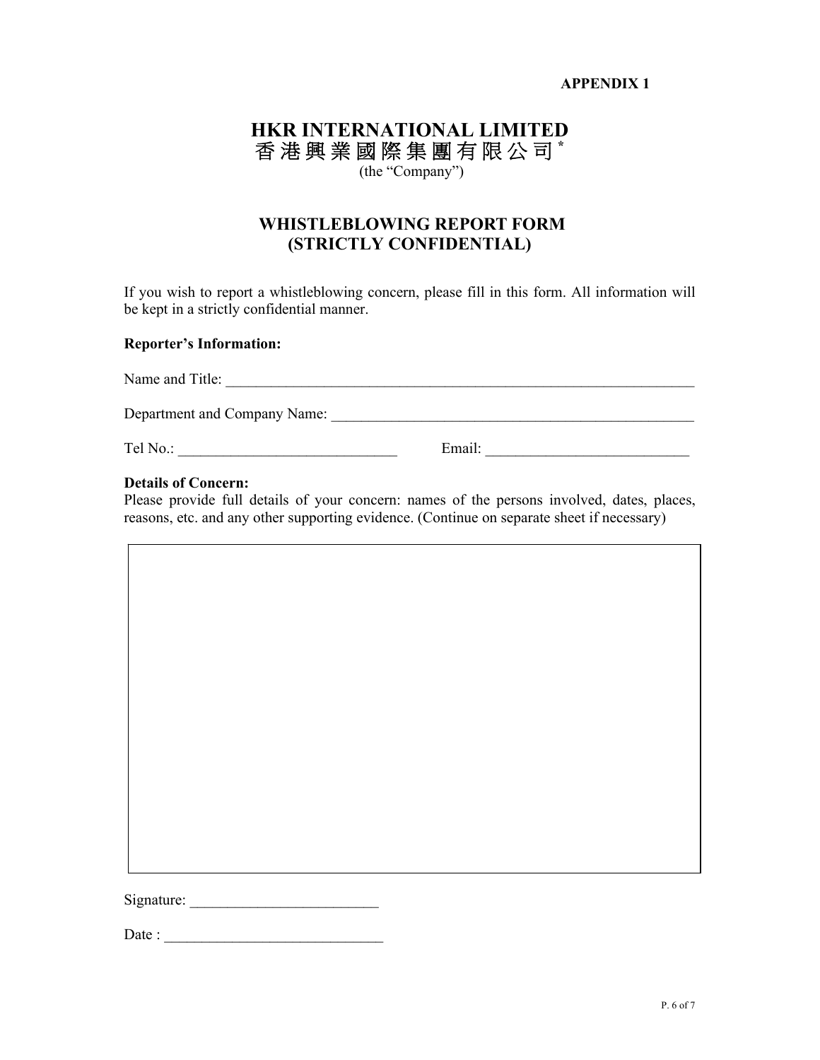**APPENDIX 1**

# HKR INTERNATIONAL LIMITED
# 香港興業國際集團有限公司 *

(the "Company")

## WHISTLEBLOWING REPORT FORM
## (STRICTLY CONFIDENTIAL)

If you wish to report a whistleblowing concern, please fill in this form. All information will be kept in a strictly confidential manner.

**Reporter's Information:**

Name and Title: ____________________________________________________________________

Department and Company Name: ___________________________________________________

Tel No.: ______________________________ Email: ____________________________

**Details of Concern:**
Please provide full details of your concern: names of the persons involved, dates, places, reasons, etc. and any other supporting evidence. (Continue on separate sheet if necessary)

| |
|---|
| |

Signature: _________________________

Date : ______________________________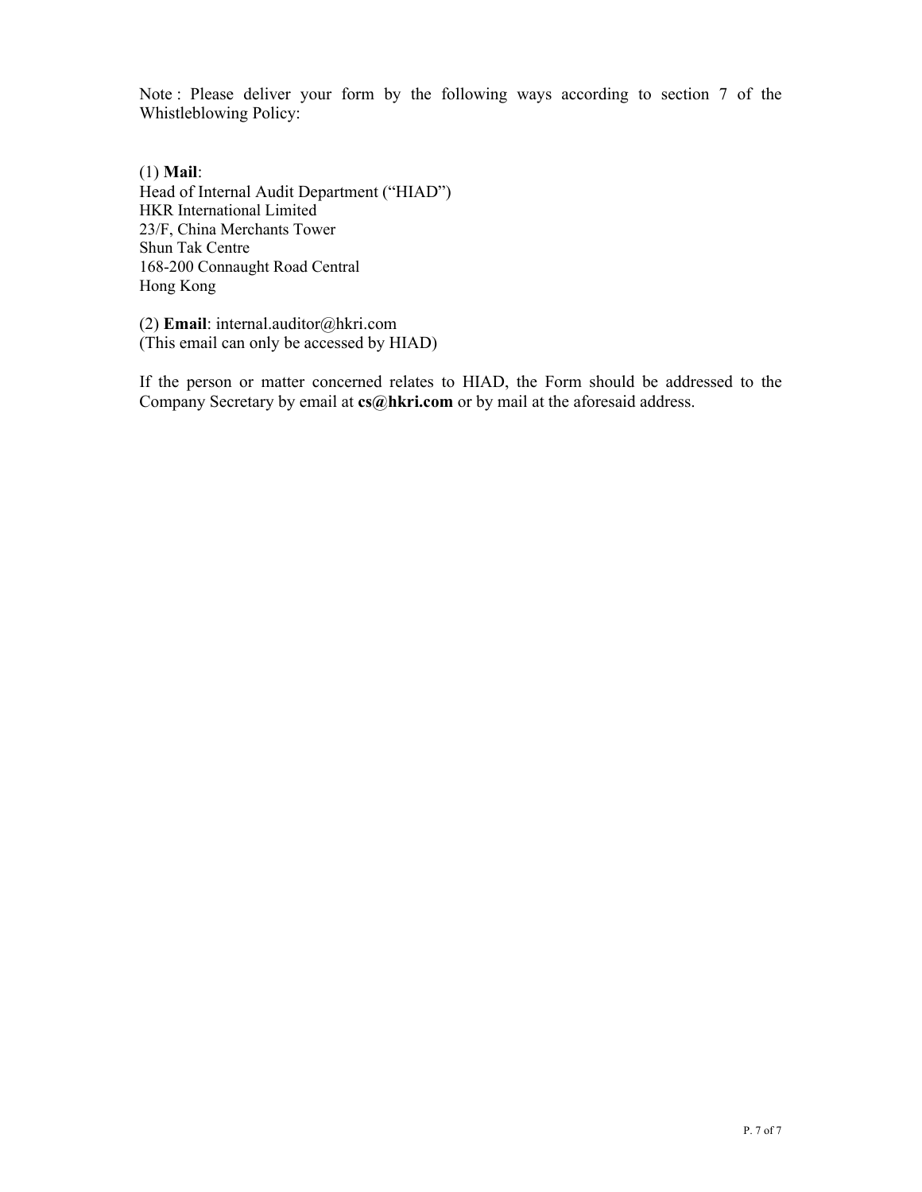Note : Please deliver your form by the following ways according to section 7 of the Whistleblowing Policy:

(1) **Mail**:
Head of Internal Audit Department ("HIAD")
HKR International Limited
23/F, China Merchants Tower
Shun Tak Centre
168-200 Connaught Road Central
Hong Kong

(2) **Email**: internal.auditor@hkri.com
(This email can only be accessed by HIAD)

If the person or matter concerned relates to HIAD, the Form should be addressed to the Company Secretary by email at **cs@hkri.com** or by mail at the aforesaid address.